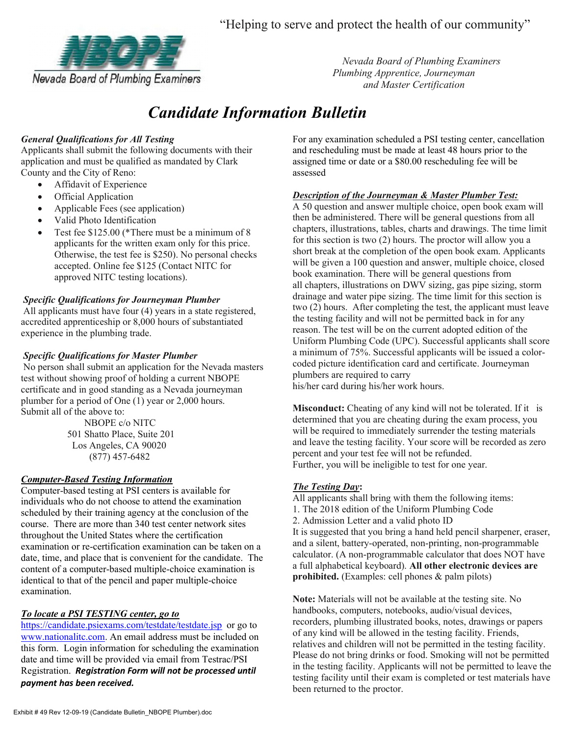"Helping to serve and protect the health of our community"

NBOPE
Nevada Board of Plumbing Examiners

*Nevada Board of Plumbing Examiners*
*Plumbing Apprentice, Journeyman*
*and Master Certification*

# *Candidate Information Bulletin*

***General Qualifications for All Testing***

Applicants shall submit the following documents with their application and must be qualified as mandated by Clark County and the City of Reno:

- Affidavit of Experience
- Official Application
- Applicable Fees (see application)
- Valid Photo Identification
- Test fee $125.00 (*There must be a minimum of 8 applicants for the written exam only for this price. Otherwise, the test fee is $250). No personal checks accepted. Online fee $125 (Contact NITC for approved NITC testing locations).

***Specific Qualifications for Journeyman Plumber***

All applicants must have four (4) years in a state registered, accredited apprenticeship or 8,000 hours of substantiated experience in the plumbing trade.

***Specific Qualifications for Master Plumber***

No person shall submit an application for the Nevada masters test without showing proof of holding a current NBOPE certificate and in good standing as a Nevada journeyman plumber for a period of One (1) year or 2,000 hours.
Submit all of the above to:

NBOPE c/o NITC
501 Shatto Place, Suite 201
Los Angeles, CA 90020
(877) 457-6482

***Computer-Based Testing Information***

Computer-based testing at PSI centers is available for individuals who do not choose to attend the examination scheduled by their training agency at the conclusion of the course. There are more than 340 test center network sites throughout the United States where the certification examination or re-certification examination can be taken on a date, time, and place that is convenient for the candidate. The content of a computer-based multiple-choice examination is identical to that of the pencil and paper multiple-choice examination.

***To locate a PSI TESTING center, go to***

https://candidate.psiexams.com/testdate/testdate.jsp or go to www.nationalitc.com. An email address must be included on this form. Login information for scheduling the examination date and time will be provided via email from Testrac/PSI Registration. ***Registration Form will not be processed until payment has been received.***

For any examination scheduled a PSI testing center, cancellation and rescheduling must be made at least 48 hours prior to the assigned time or date or a $80.00 rescheduling fee will be assessed

***Description of the Journeyman & Master Plumber Test:***

A 50 question and answer multiple choice, open book exam will then be administered. There will be general questions from all chapters, illustrations, tables, charts and drawings. The time limit for this section is two (2) hours. The proctor will allow you a short break at the completion of the open book exam. Applicants will be given a 100 question and answer, multiple choice, closed book examination. There will be general questions from all chapters, illustrations on DWV sizing, gas pipe sizing, storm drainage and water pipe sizing. The time limit for this section is two (2) hours. After completing the test, the applicant must leave the testing facility and will not be permitted back in for any reason. The test will be on the current adopted edition of the Uniform Plumbing Code (UPC). Successful applicants shall score a minimum of 75%. Successful applicants will be issued a color-coded picture identification card and certificate. Journeyman plumbers are required to carry his/her card during his/her work hours.

**Misconduct:** Cheating of any kind will not be tolerated. If it is determined that you are cheating during the exam process, you will be required to immediately surrender the testing materials and leave the testing facility. Your score will be recorded as zero percent and your test fee will not be refunded.
Further, you will be ineligible to test for one year.

***The Testing Day*:**

All applicants shall bring with them the following items:

1. The 2018 edition of the Uniform Plumbing Code
2. Admission Letter and a valid photo ID

It is suggested that you bring a hand held pencil sharpener, eraser, and a silent, battery-operated, non-printing, non-programmable calculator. (A non-programmable calculator that does NOT have a full alphabetical keyboard). **All other electronic devices are prohibited.** (Examples: cell phones & palm pilots)

**Note:** Materials will not be available at the testing site. No handbooks, computers, notebooks, audio/visual devices, recorders, plumbing illustrated books, notes, drawings or papers of any kind will be allowed in the testing facility. Friends, relatives and children will not be permitted in the testing facility. Please do not bring drinks or food. Smoking will not be permitted in the testing facility. Applicants will not be permitted to leave the testing facility until their exam is completed or test materials have been returned to the proctor.

Exhibit # 49 Rev 12-09-19 (Candidate Bulletin_NBOPE Plumber).doc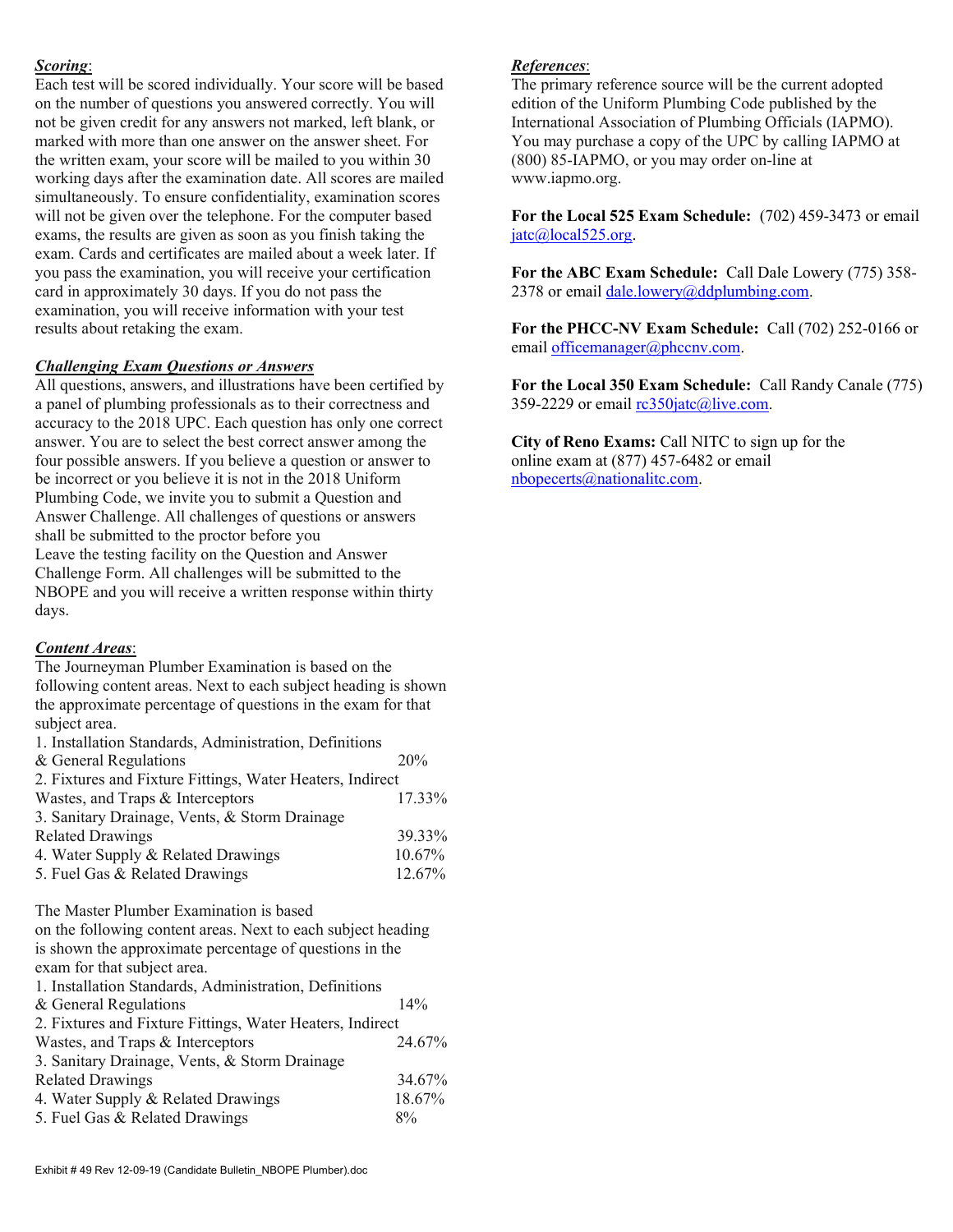***Scoring***:

Each test will be scored individually. Your score will be based on the number of questions you answered correctly. You will not be given credit for any answers not marked, left blank, or marked with more than one answer on the answer sheet. For the written exam, your score will be mailed to you within 30 working days after the examination date. All scores are mailed simultaneously. To ensure confidentiality, examination scores will not be given over the telephone. For the computer based exams, the results are given as soon as you finish taking the exam. Cards and certificates are mailed about a week later. If you pass the examination, you will receive your certification card in approximately 30 days. If you do not pass the examination, you will receive information with your test results about retaking the exam.

***Challenging Exam Questions or Answers***

All questions, answers, and illustrations have been certified by a panel of plumbing professionals as to their correctness and accuracy to the 2018 UPC. Each question has only one correct answer. You are to select the best correct answer among the four possible answers. If you believe a question or answer to be incorrect or you believe it is not in the 2018 Uniform Plumbing Code, we invite you to submit a Question and Answer Challenge. All challenges of questions or answers shall be submitted to the proctor before you Leave the testing facility on the Question and Answer Challenge Form. All challenges will be submitted to the NBOPE and you will receive a written response within thirty days.

***Content Areas***:

The Journeyman Plumber Examination is based on the following content areas. Next to each subject heading is shown the approximate percentage of questions in the exam for that subject area.

| | |
|---|---|
| 1. Installation Standards, Administration, Definitions & General Regulations | 20% |
| 2. Fixtures and Fixture Fittings, Water Heaters, Indirect Wastes, and Traps & Interceptors | 17.33% |
| 3. Sanitary Drainage, Vents, & Storm Drainage Related Drawings | 39.33% |
| 4. Water Supply & Related Drawings | 10.67% |
| 5. Fuel Gas & Related Drawings | 12.67% |

The Master Plumber Examination is based on the following content areas. Next to each subject heading is shown the approximate percentage of questions in the exam for that subject area.

| | |
|---|---|
| 1. Installation Standards, Administration, Definitions & General Regulations | 14% |
| 2. Fixtures and Fixture Fittings, Water Heaters, Indirect Wastes, and Traps & Interceptors | 24.67% |
| 3. Sanitary Drainage, Vents, & Storm Drainage Related Drawings | 34.67% |
| 4. Water Supply & Related Drawings | 18.67% |
| 5. Fuel Gas & Related Drawings | 8% |

***References***:

The primary reference source will be the current adopted edition of the Uniform Plumbing Code published by the International Association of Plumbing Officials (IAPMO). You may purchase a copy of the UPC by calling IAPMO at (800) 85-IAPMO, or you may order on-line at www.iapmo.org.

**For the Local 525 Exam Schedule:** (702) 459-3473 or email jatc@local525.org.

**For the ABC Exam Schedule:** Call Dale Lowery (775) 358-2378 or email dale.lowery@ddplumbing.com.

**For the PHCC-NV Exam Schedule:** Call (702) 252-0166 or email officemanager@phccnv.com.

**For the Local 350 Exam Schedule:** Call Randy Canale (775) 359-2229 or email rc350jatc@live.com.

**City of Reno Exams:** Call NITC to sign up for the online exam at (877) 457-6482 or email nbopecerts@nationalitc.com.

Exhibit # 49 Rev 12-09-19 (Candidate Bulletin_NBOPE Plumber).doc